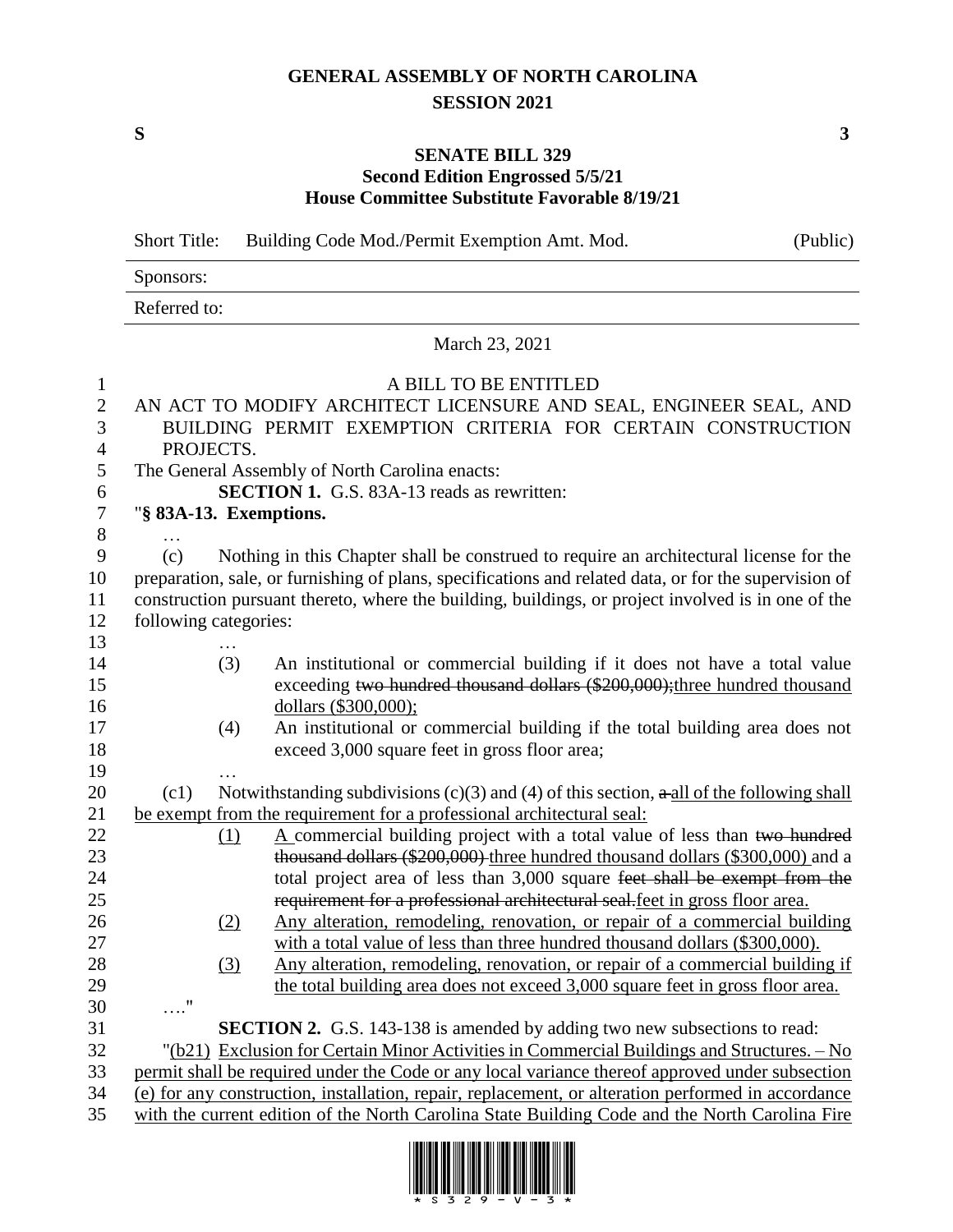# GENERAL ASSEMBLY OF NORTH CAROLINA
## SESSION 2021

**S** **3**

**SENATE BILL 329**
**Second Edition Engrossed 5/5/21**
**House Committee Substitute Favorable 8/19/21**

| Short Title: | Building Code Mod./Permit Exemption Amt. Mod. | (Public) |
|---|---|---|
| Sponsors: | | |
| Referred to: | | |

March 23, 2021

A BILL TO BE ENTITLED

AN ACT TO MODIFY ARCHITECT LICENSURE AND SEAL, ENGINEER SEAL, AND BUILDING PERMIT EXEMPTION CRITERIA FOR CERTAIN CONSTRUCTION PROJECTS.

The General Assembly of North Carolina enacts:

**SECTION 1.** G.S. 83A-13 reads as rewritten:

"**§ 83A-13. Exemptions.**

…

(c) Nothing in this Chapter shall be construed to require an architectural license for the preparation, sale, or furnishing of plans, specifications and related data, or for the supervision of construction pursuant thereto, where the building, buildings, or project involved is in one of the following categories:

…

(3) An institutional or commercial building if it does not have a total value exceeding ~~two hundred thousand dollars ($200,000);~~three hundred thousand dollars ($300,000);

(4) An institutional or commercial building if the total building area does not exceed 3,000 square feet in gross floor area;

…

(c1) Notwithstanding subdivisions (c)(3) and (4) of this section, ~~a~~ all of the following shall be exempt from the requirement for a professional architectural seal:

(1) A commercial building project with a total value of less than ~~two hundred thousand dollars ($200,000)~~ three hundred thousand dollars ($300,000) and a total project area of less than 3,000 square ~~feet shall be exempt from the requirement for a professional architectural seal.~~feet in gross floor area.

(2) Any alteration, remodeling, renovation, or repair of a commercial building with a total value of less than three hundred thousand dollars ($300,000).

(3) Any alteration, remodeling, renovation, or repair of a commercial building if the total building area does not exceed 3,000 square feet in gross floor area.

…."

**SECTION 2.** G.S. 143-138 is amended by adding two new subsections to read:

"(b21) Exclusion for Certain Minor Activities in Commercial Buildings and Structures. – No permit shall be required under the Code or any local variance thereof approved under subsection (e) for any construction, installation, repair, replacement, or alteration performed in accordance with the current edition of the North Carolina State Building Code and the North Carolina Fire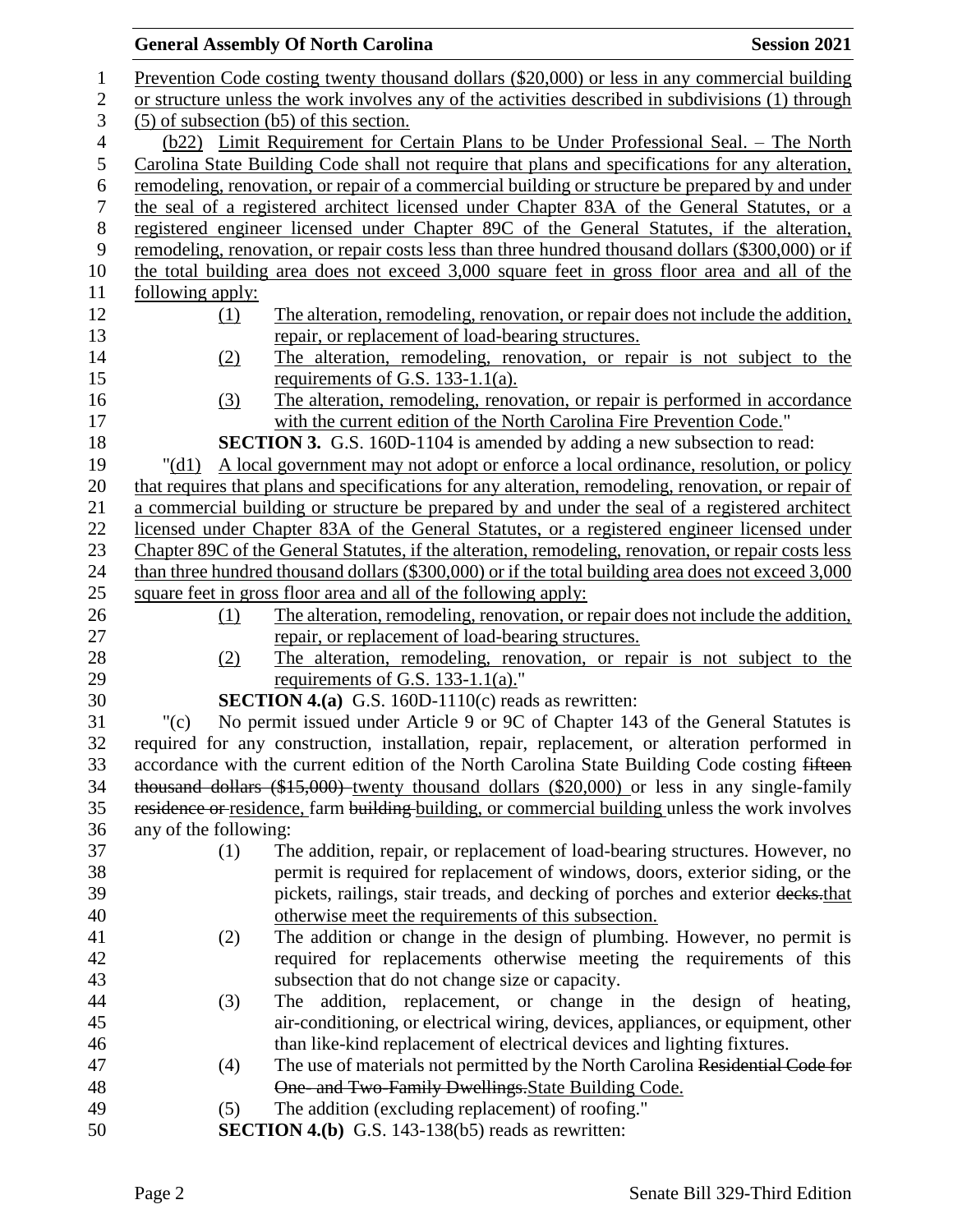Prevention Code costing twenty thousand dollars ($20,000) or less in any commercial building or structure unless the work involves any of the activities described in subdivisions (1) through (5) of subsection (b5) of this section.

(b22) Limit Requirement for Certain Plans to be Under Professional Seal. – The North Carolina State Building Code shall not require that plans and specifications for any alteration, remodeling, renovation, or repair of a commercial building or structure be prepared by and under the seal of a registered architect licensed under Chapter 83A of the General Statutes, or a registered engineer licensed under Chapter 89C of the General Statutes, if the alteration, remodeling, renovation, or repair costs less than three hundred thousand dollars ($300,000) or if the total building area does not exceed 3,000 square feet in gross floor area and all of the following apply:

(1) The alteration, remodeling, renovation, or repair does not include the addition, repair, or replacement of load-bearing structures.

(2) The alteration, remodeling, renovation, or repair is not subject to the requirements of G.S. 133-1.1(a).

(3) The alteration, remodeling, renovation, or repair is performed in accordance with the current edition of the North Carolina Fire Prevention Code."

**SECTION 3.** G.S. 160D-1104 is amended by adding a new subsection to read:

"(d1) A local government may not adopt or enforce a local ordinance, resolution, or policy that requires that plans and specifications for any alteration, remodeling, renovation, or repair of a commercial building or structure be prepared by and under the seal of a registered architect licensed under Chapter 83A of the General Statutes, or a registered engineer licensed under Chapter 89C of the General Statutes, if the alteration, remodeling, renovation, or repair costs less than three hundred thousand dollars ($300,000) or if the total building area does not exceed 3,000 square feet in gross floor area and all of the following apply:

(1) The alteration, remodeling, renovation, or repair does not include the addition, repair, or replacement of load-bearing structures.

(2) The alteration, remodeling, renovation, or repair is not subject to the requirements of G.S. 133-1.1(a)."

**SECTION 4.(a)** G.S. 160D-1110(c) reads as rewritten:

"(c) No permit issued under Article 9 or 9C of Chapter 143 of the General Statutes is required for any construction, installation, repair, replacement, or alteration performed in accordance with the current edition of the North Carolina State Building Code costing ~~fifteen thousand dollars ($15,000)~~ twenty thousand dollars ($20,000) or less in any single-family ~~residence or~~ residence, farm ~~building~~ building, or commercial building unless the work involves any of the following:

(1) The addition, repair, or replacement of load-bearing structures. However, no permit is required for replacement of windows, doors, exterior siding, or the pickets, railings, stair treads, and decking of porches and exterior ~~decks.~~that otherwise meet the requirements of this subsection.

(2) The addition or change in the design of plumbing. However, no permit is required for replacements otherwise meeting the requirements of this subsection that do not change size or capacity.

(3) The addition, replacement, or change in the design of heating, air-conditioning, or electrical wiring, devices, appliances, or equipment, other than like-kind replacement of electrical devices and lighting fixtures.

(4) The use of materials not permitted by the North Carolina ~~Residential Code for One- and Two-Family Dwellings.~~State Building Code.

(5) The addition (excluding replacement) of roofing."

**SECTION 4.(b)** G.S. 143-138(b5) reads as rewritten: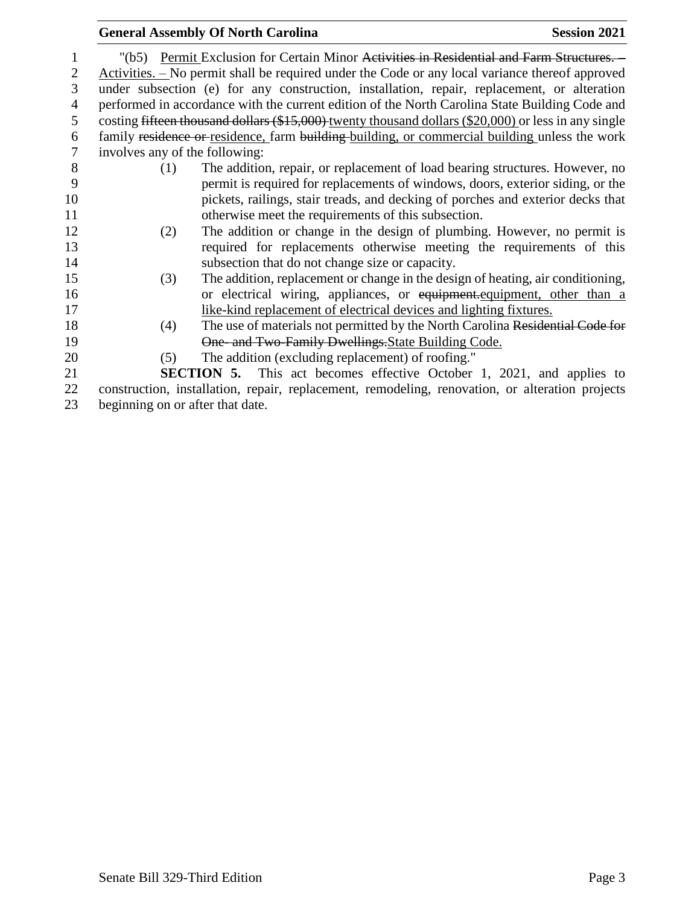"(b5) Permit Exclusion for Certain Minor ~~Activities in Residential and Farm Structures. –~~ Activities. – No permit shall be required under the Code or any local variance thereof approved under subsection (e) for any construction, installation, repair, replacement, or alteration performed in accordance with the current edition of the North Carolina State Building Code and costing ~~fifteen thousand dollars ($15,000)~~ twenty thousand dollars ($20,000) or less in any single family ~~residence or~~ residence, farm ~~building~~ building, or commercial building unless the work involves any of the following:

(1) The addition, repair, or replacement of load bearing structures. However, no permit is required for replacements of windows, doors, exterior siding, or the pickets, railings, stair treads, and decking of porches and exterior decks that otherwise meet the requirements of this subsection.

(2) The addition or change in the design of plumbing. However, no permit is required for replacements otherwise meeting the requirements of this subsection that do not change size or capacity.

(3) The addition, replacement or change in the design of heating, air conditioning, or electrical wiring, appliances, or ~~equipment.~~ equipment, other than a like-kind replacement of electrical devices and lighting fixtures.

(4) The use of materials not permitted by the North Carolina ~~Residential Code for One- and Two-Family Dwellings.~~ State Building Code.

(5) The addition (excluding replacement) of roofing."

**SECTION 5.** This act becomes effective October 1, 2021, and applies to construction, installation, repair, replacement, remodeling, renovation, or alteration projects beginning on or after that date.